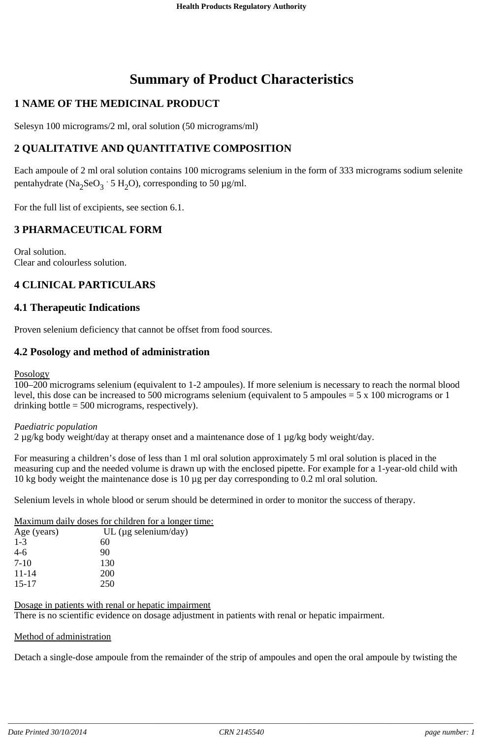# Summary of Product Characteristics

## 1 NAME OF THE MEDICINAL PRODUCT

Selesyn 100 micrograms/2 ml, oral solution (50 micrograms/ml)

## 2 QUALITATIVE AND QUANTITATIVE COMPOSITION

Each ampoule of 2 ml oral solution contains 100 micrograms selenium in the form of 333 micrograms sodium selenite pentahydrate ($Na_2SeO_3 \cdot 5 H_2O$), corresponding to 50 µg/ml.

For the full list of excipients, see section 6.1.

## 3 PHARMACEUTICAL FORM

Oral solution.
Clear and colourless solution.

## 4 CLINICAL PARTICULARS

### 4.1 Therapeutic Indications

Proven selenium deficiency that cannot be offset from food sources.

### 4.2 Posology and method of administration

Posology
100–200 micrograms selenium (equivalent to 1-2 ampoules). If more selenium is necessary to reach the normal blood level, this dose can be increased to 500 micrograms selenium (equivalent to 5 ampoules = 5 x 100 micrograms or 1 drinking bottle = 500 micrograms, respectively).

*Paediatric population*
2 µg/kg body weight/day at therapy onset and a maintenance dose of 1 µg/kg body weight/day.

For measuring a children's dose of less than 1 ml oral solution approximately 5 ml oral solution is placed in the measuring cup and the needed volume is drawn up with the enclosed pipette. For example for a 1-year-old child with 10 kg body weight the maintenance dose is 10 µg per day corresponding to 0.2 ml oral solution.

Selenium levels in whole blood or serum should be determined in order to monitor the success of therapy.

Maximum daily doses for children for a longer time:

| Age (years) | UL (µg selenium/day) |
|---|---|
| 1-3 | 60 |
| 4-6 | 90 |
| 7-10 | 130 |
| 11-14 | 200 |
| 15-17 | 250 |

Dosage in patients with renal or hepatic impairment
There is no scientific evidence on dosage adjustment in patients with renal or hepatic impairment.

Method of administration

Detach a single-dose ampoule from the remainder of the strip of ampoules and open the oral ampoule by twisting the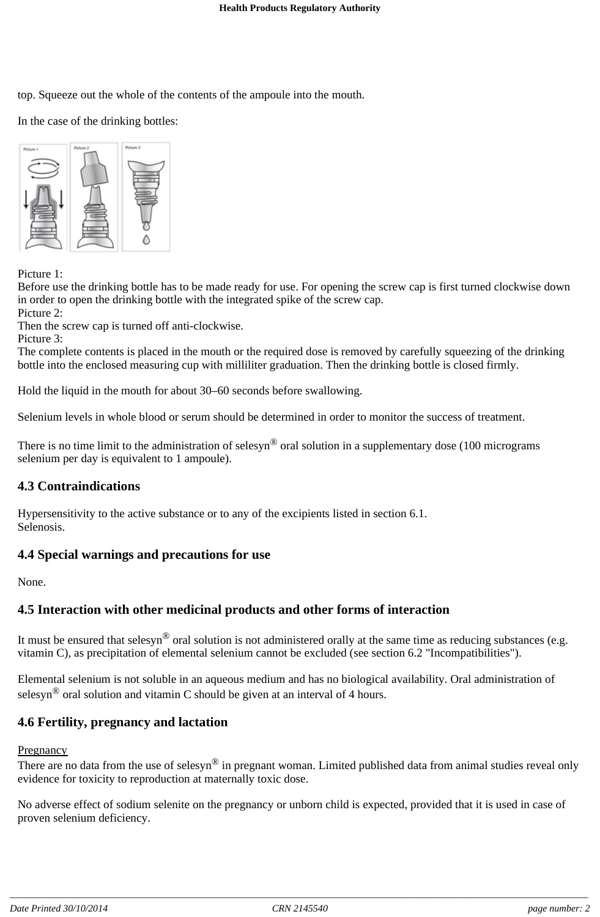top. Squeeze out the whole of the contents of the ampoule into the mouth.

In the case of the drinking bottles:

Picture 1:
Before use the drinking bottle has to be made ready for use. For opening the screw cap is first turned clockwise down in order to open the drinking bottle with the integrated spike of the screw cap.
Picture 2:
Then the screw cap is turned off anti-clockwise.
Picture 3:
The complete contents is placed in the mouth or the required dose is removed by carefully squeezing of the drinking bottle into the enclosed measuring cup with milliliter graduation. Then the drinking bottle is closed firmly.

Hold the liquid in the mouth for about 30–60 seconds before swallowing.

Selenium levels in whole blood or serum should be determined in order to monitor the success of treatment.

There is no time limit to the administration of selesyn® oral solution in a supplementary dose (100 micrograms selenium per day is equivalent to 1 ampoule).

## 4.3 Contraindications

Hypersensitivity to the active substance or to any of the excipients listed in section 6.1.
Selenosis.

## 4.4 Special warnings and precautions for use

None.

## 4.5 Interaction with other medicinal products and other forms of interaction

It must be ensured that selesyn® oral solution is not administered orally at the same time as reducing substances (e.g. vitamin C), as precipitation of elemental selenium cannot be excluded (see section 6.2 "Incompatibilities").

Elemental selenium is not soluble in an aqueous medium and has no biological availability. Oral administration of selesyn® oral solution and vitamin C should be given at an interval of 4 hours.

## 4.6 Fertility, pregnancy and lactation

Pregnancy
There are no data from the use of selesyn® in pregnant woman. Limited published data from animal studies reveal only evidence for toxicity to reproduction at maternally toxic dose.

No adverse effect of sodium selenite on the pregnancy or unborn child is expected, provided that it is used in case of proven selenium deficiency.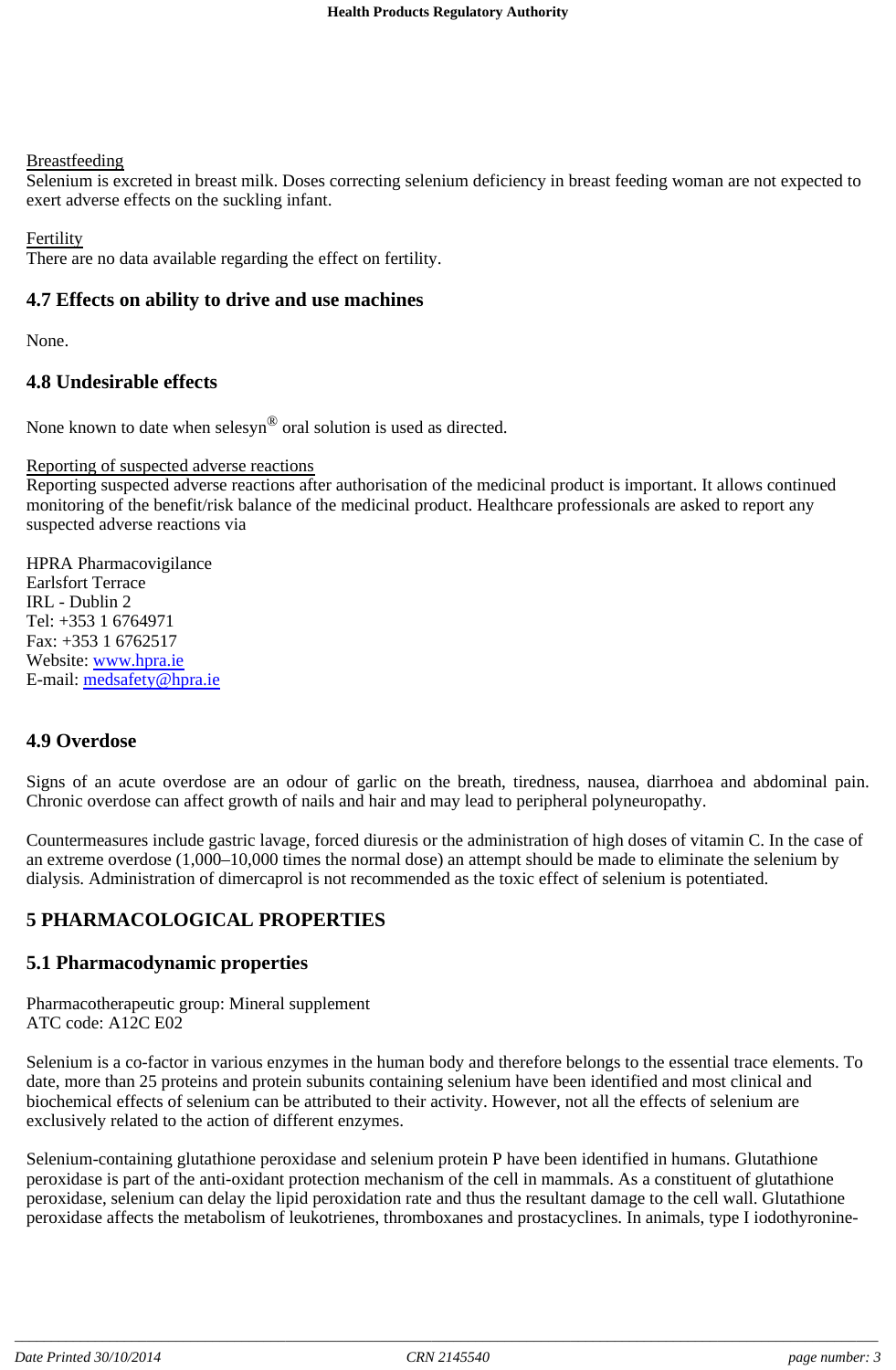Breastfeeding
Selenium is excreted in breast milk. Doses correcting selenium deficiency in breast feeding woman are not expected to exert adverse effects on the suckling infant.

Fertility
There are no data available regarding the effect on fertility.

## 4.7 Effects on ability to drive and use machines

None.

## 4.8 Undesirable effects

None known to date when selesyn® oral solution is used as directed.

Reporting of suspected adverse reactions
Reporting suspected adverse reactions after authorisation of the medicinal product is important. It allows continued monitoring of the benefit/risk balance of the medicinal product. Healthcare professionals are asked to report any suspected adverse reactions via

HPRA Pharmacovigilance
Earlsfort Terrace
IRL - Dublin 2
Tel: +353 1 6764971
Fax: +353 1 6762517
Website: www.hpra.ie
E-mail: medsafety@hpra.ie

## 4.9 Overdose

Signs of an acute overdose are an odour of garlic on the breath, tiredness, nausea, diarrhoea and abdominal pain. Chronic overdose can affect growth of nails and hair and may lead to peripheral polyneuropathy.

Countermeasures include gastric lavage, forced diuresis or the administration of high doses of vitamin C. In the case of an extreme overdose (1,000–10,000 times the normal dose) an attempt should be made to eliminate the selenium by dialysis. Administration of dimercaprol is not recommended as the toxic effect of selenium is potentiated.

# 5 PHARMACOLOGICAL PROPERTIES

## 5.1 Pharmacodynamic properties

Pharmacotherapeutic group: Mineral supplement
ATC code: A12C E02

Selenium is a co-factor in various enzymes in the human body and therefore belongs to the essential trace elements. To date, more than 25 proteins and protein subunits containing selenium have been identified and most clinical and biochemical effects of selenium can be attributed to their activity. However, not all the effects of selenium are exclusively related to the action of different enzymes.

Selenium-containing glutathione peroxidase and selenium protein P have been identified in humans. Glutathione peroxidase is part of the anti-oxidant protection mechanism of the cell in mammals. As a constituent of glutathione peroxidase, selenium can delay the lipid peroxidation rate and thus the resultant damage to the cell wall. Glutathione peroxidase affects the metabolism of leukotrienes, thromboxanes and prostacyclines. In animals, type I iodothyronine-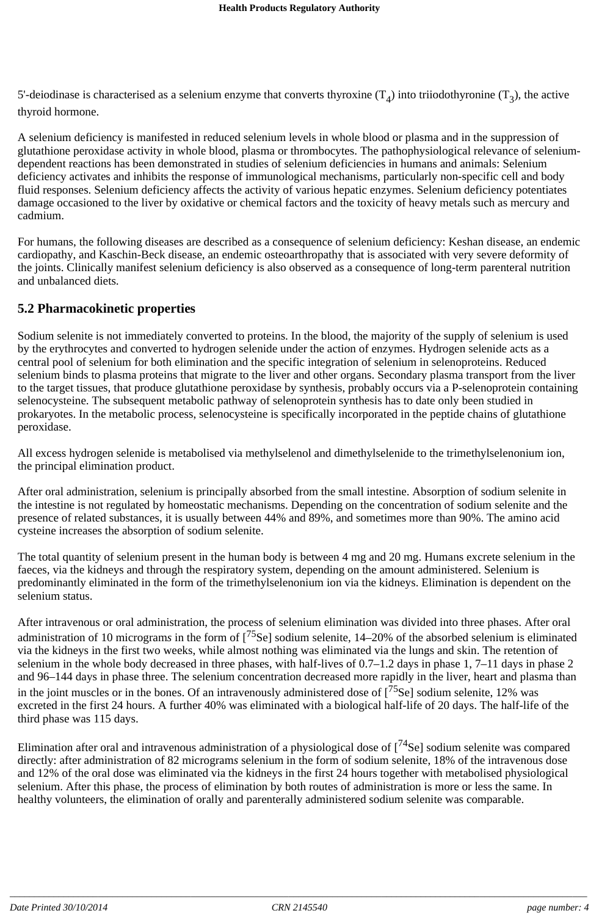5'-deiodinase is characterised as a selenium enzyme that converts thyroxine ($T_4$) into triiodothyronine ($T_3$), the active thyroid hormone.

A selenium deficiency is manifested in reduced selenium levels in whole blood or plasma and in the suppression of glutathione peroxidase activity in whole blood, plasma or thrombocytes. The pathophysiological relevance of selenium-dependent reactions has been demonstrated in studies of selenium deficiencies in humans and animals: Selenium deficiency activates and inhibits the response of immunological mechanisms, particularly non-specific cell and body fluid responses. Selenium deficiency affects the activity of various hepatic enzymes. Selenium deficiency potentiates damage occasioned to the liver by oxidative or chemical factors and the toxicity of heavy metals such as mercury and cadmium.

For humans, the following diseases are described as a consequence of selenium deficiency: Keshan disease, an endemic cardiopathy, and Kaschin-Beck disease, an endemic osteoarthropathy that is associated with very severe deformity of the joints. Clinically manifest selenium deficiency is also observed as a consequence of long-term parenteral nutrition and unbalanced diets.

## 5.2 Pharmacokinetic properties

Sodium selenite is not immediately converted to proteins. In the blood, the majority of the supply of selenium is used by the erythrocytes and converted to hydrogen selenide under the action of enzymes. Hydrogen selenide acts as a central pool of selenium for both elimination and the specific integration of selenium in selenoproteins. Reduced selenium binds to plasma proteins that migrate to the liver and other organs. Secondary plasma transport from the liver to the target tissues, that produce glutathione peroxidase by synthesis, probably occurs via a P-selenoprotein containing selenocysteine. The subsequent metabolic pathway of selenoprotein synthesis has to date only been studied in prokaryotes. In the metabolic process, selenocysteine is specifically incorporated in the peptide chains of glutathione peroxidase.

All excess hydrogen selenide is metabolised via methylselenol and dimethylselenide to the trimethylselenonium ion, the principal elimination product.

After oral administration, selenium is principally absorbed from the small intestine. Absorption of sodium selenite in the intestine is not regulated by homeostatic mechanisms. Depending on the concentration of sodium selenite and the presence of related substances, it is usually between 44% and 89%, and sometimes more than 90%. The amino acid cysteine increases the absorption of sodium selenite.

The total quantity of selenium present in the human body is between 4 mg and 20 mg. Humans excrete selenium in the faeces, via the kidneys and through the respiratory system, depending on the amount administered. Selenium is predominantly eliminated in the form of the trimethylselenonium ion via the kidneys. Elimination is dependent on the selenium status.

After intravenous or oral administration, the process of selenium elimination was divided into three phases. After oral administration of 10 micrograms in the form of [$^{75}$Se] sodium selenite, 14–20% of the absorbed selenium is eliminated via the kidneys in the first two weeks, while almost nothing was eliminated via the lungs and skin. The retention of selenium in the whole body decreased in three phases, with half-lives of 0.7–1.2 days in phase 1, 7–11 days in phase 2 and 96–144 days in phase three. The selenium concentration decreased more rapidly in the liver, heart and plasma than in the joint muscles or in the bones. Of an intravenously administered dose of [$^{75}$Se] sodium selenite, 12% was excreted in the first 24 hours. A further 40% was eliminated with a biological half-life of 20 days. The half-life of the third phase was 115 days.

Elimination after oral and intravenous administration of a physiological dose of [$^{74}$Se] sodium selenite was compared directly: after administration of 82 micrograms selenium in the form of sodium selenite, 18% of the intravenous dose and 12% of the oral dose was eliminated via the kidneys in the first 24 hours together with metabolised physiological selenium. After this phase, the process of elimination by both routes of administration is more or less the same. In healthy volunteers, the elimination of orally and parenterally administered sodium selenite was comparable.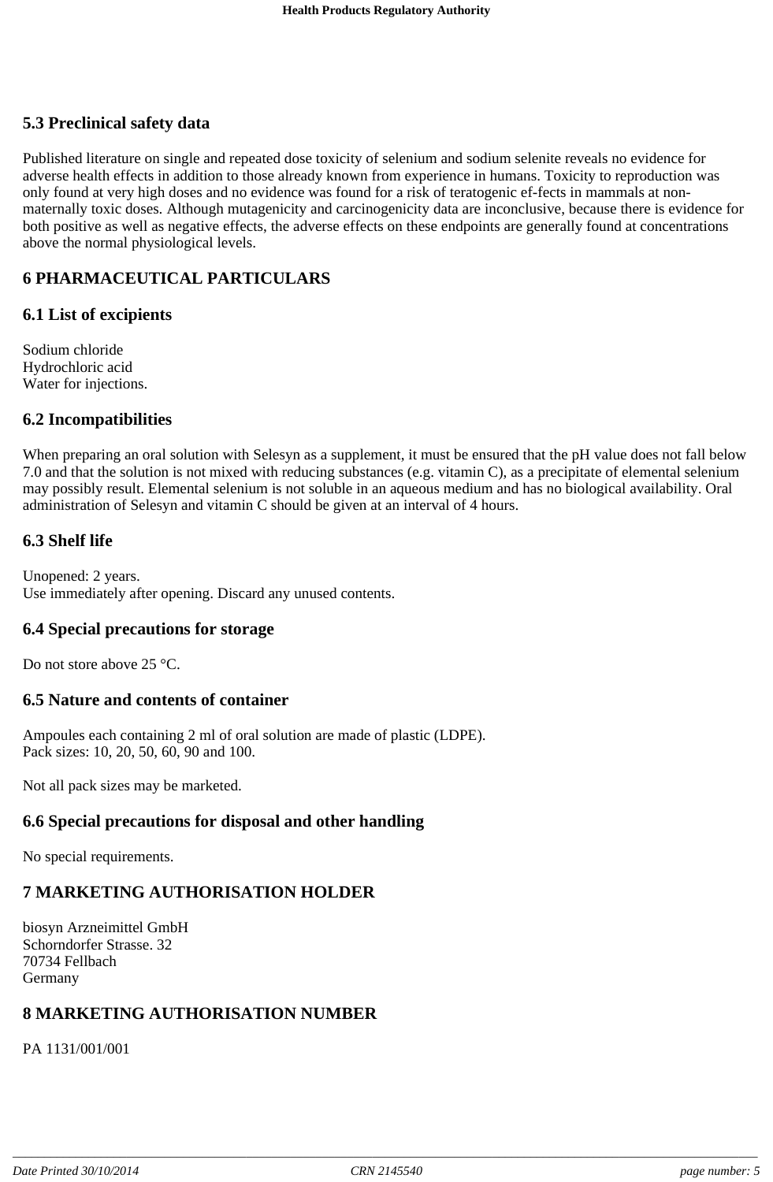## 5.3 Preclinical safety data

Published literature on single and repeated dose toxicity of selenium and sodium selenite reveals no evidence for adverse health effects in addition to those already known from experience in humans. Toxicity to reproduction was only found at very high doses and no evidence was found for a risk of teratogenic ef-fects in mammals at non-maternally toxic doses. Although mutagenicity and carcinogenicity data are inconclusive, because there is evidence for both positive as well as negative effects, the adverse effects on these endpoints are generally found at concentrations above the normal physiological levels.

# 6 PHARMACEUTICAL PARTICULARS

## 6.1 List of excipients

Sodium chloride
Hydrochloric acid
Water for injections.

## 6.2 Incompatibilities

When preparing an oral solution with Selesyn as a supplement, it must be ensured that the pH value does not fall below 7.0 and that the solution is not mixed with reducing substances (e.g. vitamin C), as a precipitate of elemental selenium may possibly result. Elemental selenium is not soluble in an aqueous medium and has no biological availability. Oral administration of Selesyn and vitamin C should be given at an interval of 4 hours.

## 6.3 Shelf life

Unopened: 2 years.
Use immediately after opening. Discard any unused contents.

## 6.4 Special precautions for storage

Do not store above 25 °C.

## 6.5 Nature and contents of container

Ampoules each containing 2 ml of oral solution are made of plastic (LDPE).
Pack sizes: 10, 20, 50, 60, 90 and 100.

Not all pack sizes may be marketed.

## 6.6 Special precautions for disposal and other handling

No special requirements.

# 7 MARKETING AUTHORISATION HOLDER

biosyn Arzneimittel GmbH
Schorndorfer Strasse. 32
70734 Fellbach
Germany

# 8 MARKETING AUTHORISATION NUMBER

PA 1131/001/001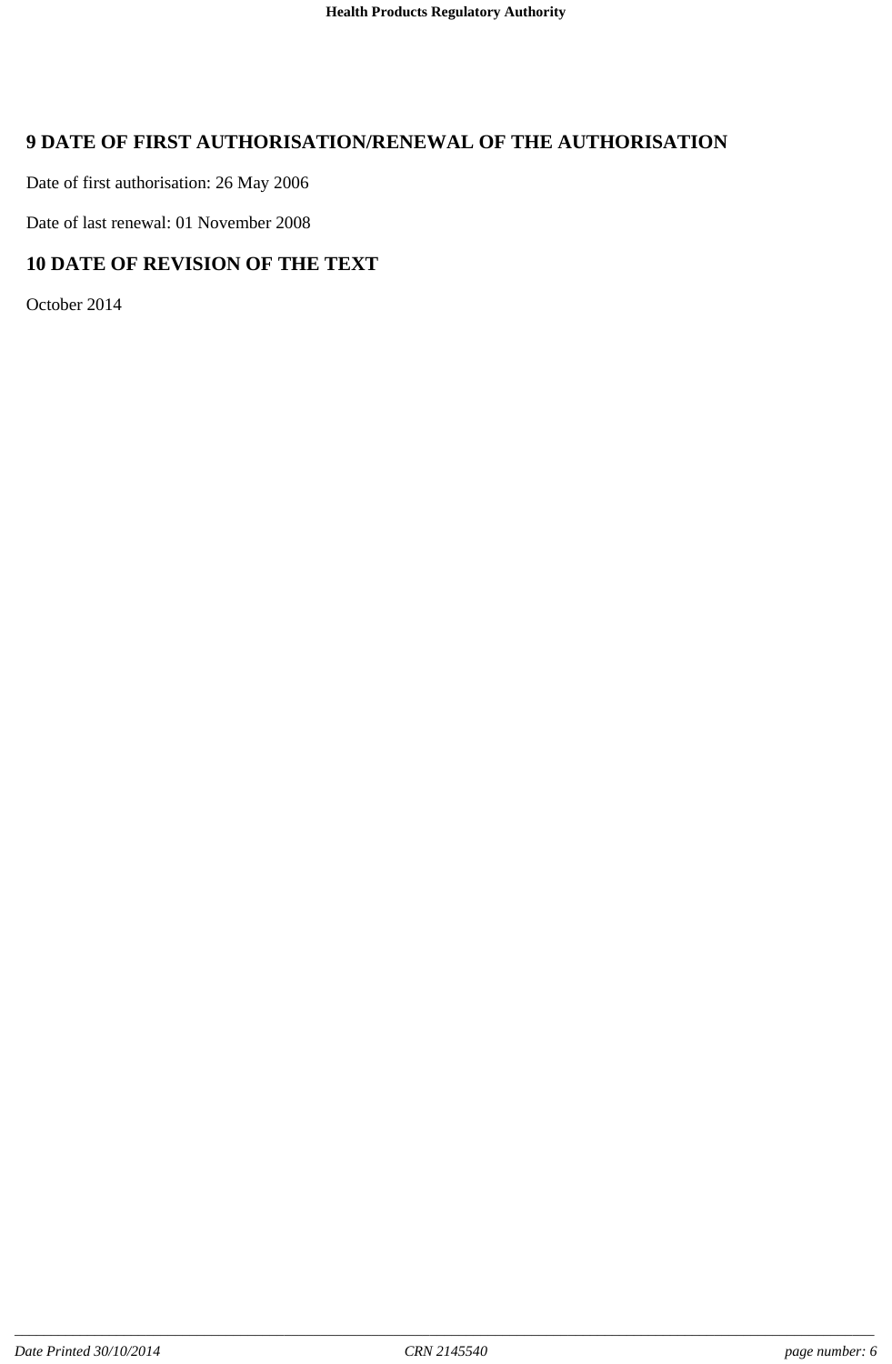## 9 DATE OF FIRST AUTHORISATION/RENEWAL OF THE AUTHORISATION

Date of first authorisation: 26 May 2006

Date of last renewal: 01 November 2008

## 10 DATE OF REVISION OF THE TEXT

October 2014